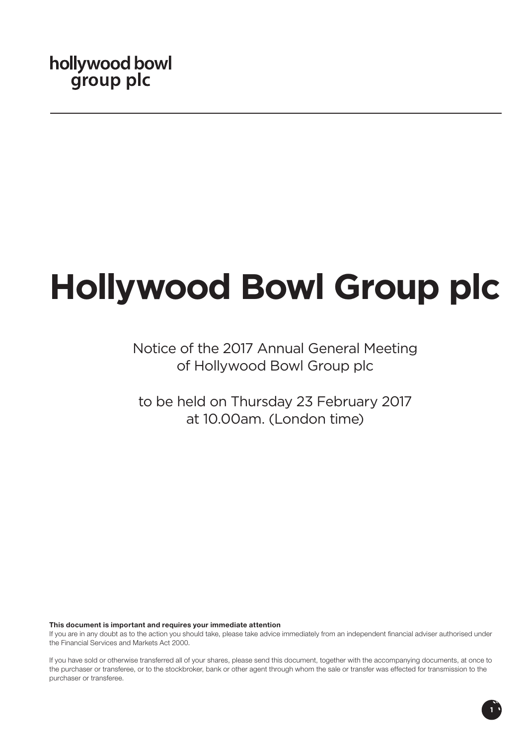hollywood bowl
group plc

# Hollywood Bowl Group plc

Notice of the 2017 Annual General Meeting of Hollywood Bowl Group plc

to be held on Thursday 23 February 2017 at 10.00am. (London time)

**This document is important and requires your immediate attention**

If you are in any doubt as to the action you should take, please take advice immediately from an independent financial adviser authorised under the Financial Services and Markets Act 2000.

If you have sold or otherwise transferred all of your shares, please send this document, together with the accompanying documents, at once to the purchaser or transferee, or to the stockbroker, bank or other agent through whom the sale or transfer was effected for transmission to the purchaser or transferee.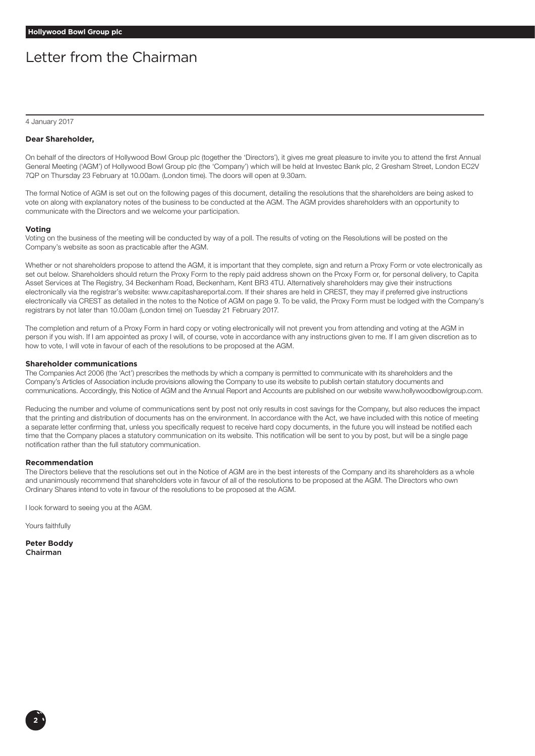# Letter from the Chairman

4 January 2017

**Dear Shareholder,**

On behalf of the directors of Hollywood Bowl Group plc (together the 'Directors'), it gives me great pleasure to invite you to attend the first Annual General Meeting ('AGM') of Hollywood Bowl Group plc (the 'Company') which will be held at Investec Bank plc, 2 Gresham Street, London EC2V 7QP on Thursday 23 February at 10.00am. (London time). The doors will open at 9.30am.

The formal Notice of AGM is set out on the following pages of this document, detailing the resolutions that the shareholders are being asked to vote on along with explanatory notes of the business to be conducted at the AGM. The AGM provides shareholders with an opportunity to communicate with the Directors and we welcome your participation.

### Voting

Voting on the business of the meeting will be conducted by way of a poll. The results of voting on the Resolutions will be posted on the Company's website as soon as practicable after the AGM.

Whether or not shareholders propose to attend the AGM, it is important that they complete, sign and return a Proxy Form or vote electronically as set out below. Shareholders should return the Proxy Form to the reply paid address shown on the Proxy Form or, for personal delivery, to Capita Asset Services at The Registry, 34 Beckenham Road, Beckenham, Kent BR3 4TU. Alternatively shareholders may give their instructions electronically via the registrar's website: www.capitashareportal.com. If their shares are held in CREST, they may if preferred give instructions electronically via CREST as detailed in the notes to the Notice of AGM on page 9. To be valid, the Proxy Form must be lodged with the Company's registrars by not later than 10.00am (London time) on Tuesday 21 February 2017.

The completion and return of a Proxy Form in hard copy or voting electronically will not prevent you from attending and voting at the AGM in person if you wish. If I am appointed as proxy I will, of course, vote in accordance with any instructions given to me. If I am given discretion as to how to vote, I will vote in favour of each of the resolutions to be proposed at the AGM.

### Shareholder communications

The Companies Act 2006 (the 'Act') prescribes the methods by which a company is permitted to communicate with its shareholders and the Company's Articles of Association include provisions allowing the Company to use its website to publish certain statutory documents and communications. Accordingly, this Notice of AGM and the Annual Report and Accounts are published on our website www.hollywoodbowlgroup.com.

Reducing the number and volume of communications sent by post not only results in cost savings for the Company, but also reduces the impact that the printing and distribution of documents has on the environment. In accordance with the Act, we have included with this notice of meeting a separate letter confirming that, unless you specifically request to receive hard copy documents, in the future you will instead be notified each time that the Company places a statutory communication on its website. This notification will be sent to you by post, but will be a single page notification rather than the full statutory communication.

### Recommendation

The Directors believe that the resolutions set out in the Notice of AGM are in the best interests of the Company and its shareholders as a whole and unanimously recommend that shareholders vote in favour of all of the resolutions to be proposed at the AGM. The Directors who own Ordinary Shares intend to vote in favour of the resolutions to be proposed at the AGM.

I look forward to seeing you at the AGM.

Yours faithfully

**Peter Boddy**
Chairman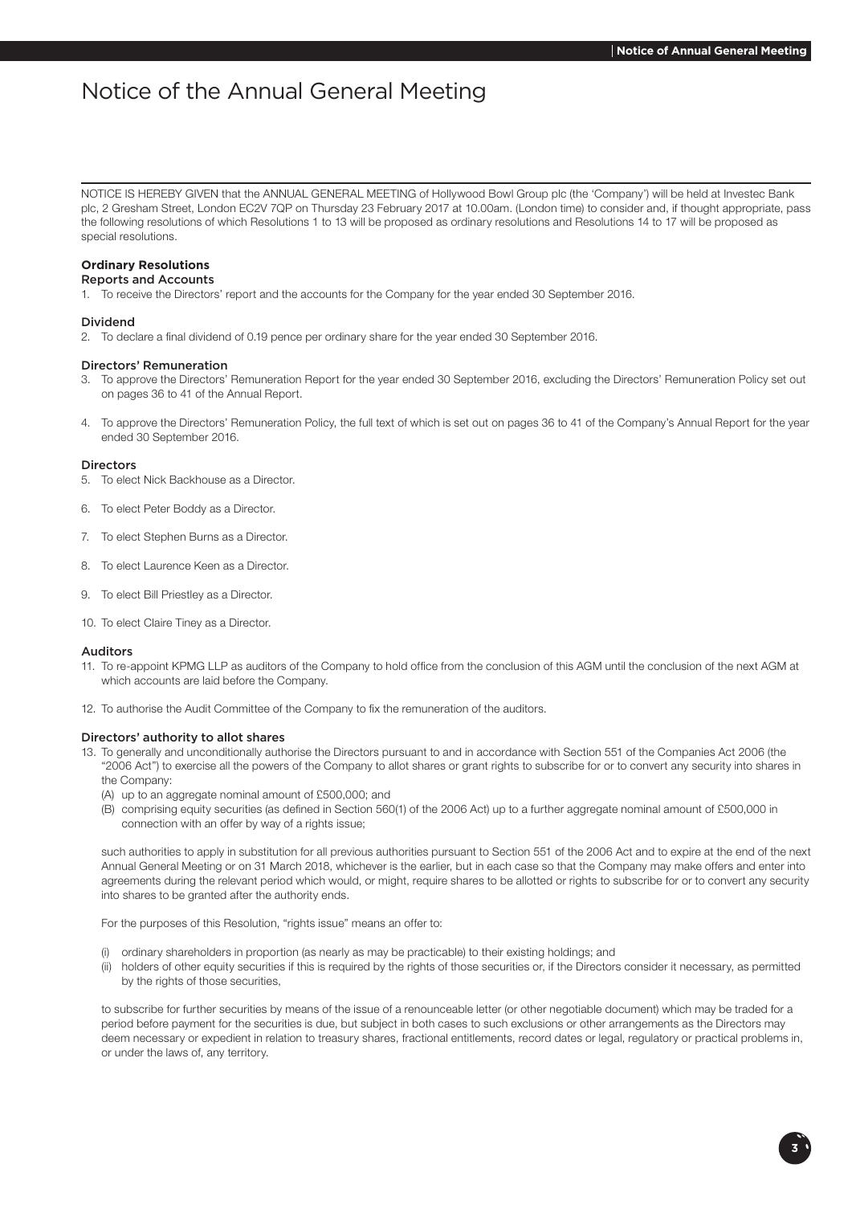# Notice of the Annual General Meeting

NOTICE IS HEREBY GIVEN that the ANNUAL GENERAL MEETING of Hollywood Bowl Group plc (the 'Company') will be held at Investec Bank plc, 2 Gresham Street, London EC2V 7QP on Thursday 23 February 2017 at 10.00am. (London time) to consider and, if thought appropriate, pass the following resolutions of which Resolutions 1 to 13 will be proposed as ordinary resolutions and Resolutions 14 to 17 will be proposed as special resolutions.

## Ordinary Resolutions

### Reports and Accounts

1. To receive the Directors' report and the accounts for the Company for the year ended 30 September 2016.

### Dividend

2. To declare a final dividend of 0.19 pence per ordinary share for the year ended 30 September 2016.

### Directors' Remuneration

3. To approve the Directors' Remuneration Report for the year ended 30 September 2016, excluding the Directors' Remuneration Policy set out on pages 36 to 41 of the Annual Report.

4. To approve the Directors' Remuneration Policy, the full text of which is set out on pages 36 to 41 of the Company's Annual Report for the year ended 30 September 2016.

### Directors

5. To elect Nick Backhouse as a Director.

6. To elect Peter Boddy as a Director.

7. To elect Stephen Burns as a Director.

8. To elect Laurence Keen as a Director.

9. To elect Bill Priestley as a Director.

10. To elect Claire Tiney as a Director.

### Auditors

11. To re-appoint KPMG LLP as auditors of the Company to hold office from the conclusion of this AGM until the conclusion of the next AGM at which accounts are laid before the Company.

12. To authorise the Audit Committee of the Company to fix the remuneration of the auditors.

### Directors' authority to allot shares

13. To generally and unconditionally authorise the Directors pursuant to and in accordance with Section 551 of the Companies Act 2006 (the "2006 Act") to exercise all the powers of the Company to allot shares or grant rights to subscribe for or to convert any security into shares in the Company:
    (A) up to an aggregate nominal amount of £500,000; and
    (B) comprising equity securities (as defined in Section 560(1) of the 2006 Act) up to a further aggregate nominal amount of £500,000 in connection with an offer by way of a rights issue;

    such authorities to apply in substitution for all previous authorities pursuant to Section 551 of the 2006 Act and to expire at the end of the next Annual General Meeting or on 31 March 2018, whichever is the earlier, but in each case so that the Company may make offers and enter into agreements during the relevant period which would, or might, require shares to be allotted or rights to subscribe for or to convert any security into shares to be granted after the authority ends.

    For the purposes of this Resolution, "rights issue" means an offer to:

    (i) ordinary shareholders in proportion (as nearly as may be practicable) to their existing holdings; and
    (ii) holders of other equity securities if this is required by the rights of those securities or, if the Directors consider it necessary, as permitted by the rights of those securities,

    to subscribe for further securities by means of the issue of a renounceable letter (or other negotiable document) which may be traded for a period before payment for the securities is due, but subject in both cases to such exclusions or other arrangements as the Directors may deem necessary or expedient in relation to treasury shares, fractional entitlements, record dates or legal, regulatory or practical problems in, or under the laws of, any territory.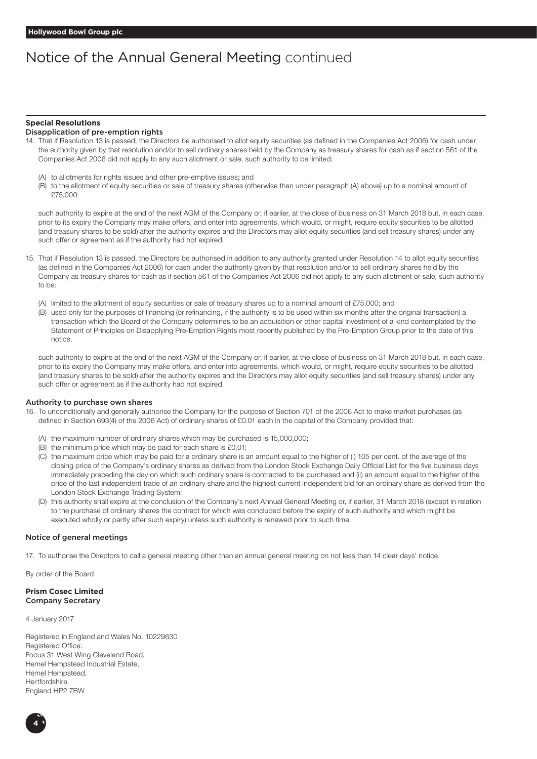# Notice of the Annual General Meeting continued

## Special Resolutions

### Disapplication of pre-emption rights

14. That if Resolution 13 is passed, the Directors be authorised to allot equity securities (as defined in the Companies Act 2006) for cash under the authority given by that resolution and/or to sell ordinary shares held by the Company as treasury shares for cash as if section 561 of the Companies Act 2006 did not apply to any such allotment or sale, such authority to be limited:

    (A) to allotments for rights issues and other pre-emptive issues; and

    (B) to the allotment of equity securities or sale of treasury shares (otherwise than under paragraph (A) above) up to a nominal amount of £75,000:

    such authority to expire at the end of the next AGM of the Company or, if earlier, at the close of business on 31 March 2018 but, in each case, prior to its expiry the Company may make offers, and enter into agreements, which would, or might, require equity securities to be allotted (and treasury shares to be sold) after the authority expires and the Directors may allot equity securities (and sell treasury shares) under any such offer or agreement as if the authority had not expired.

15. That if Resolution 13 is passed, the Directors be authorised in addition to any authority granted under Resolution 14 to allot equity securities (as defined in the Companies Act 2006) for cash under the authority given by that resolution and/or to sell ordinary shares held by the Company as treasury shares for cash as if section 561 of the Companies Act 2006 did not apply to any such allotment or sale, such authority to be:

    (A) limited to the allotment of equity securities or sale of treasury shares up to a nominal amount of £75,000; and

    (B) used only for the purposes of financing (or refinancing, if the authority is to be used within six months after the original transaction) a transaction which the Board of the Company determines to be an acquisition or other capital investment of a kind contemplated by the Statement of Principles on Disapplying Pre-Emption Rights most recently published by the Pre-Emption Group prior to the date of this notice,

    such authority to expire at the end of the next AGM of the Company or, if earlier, at the close of business on 31 March 2018 but, in each case, prior to its expiry the Company may make offers, and enter into agreements, which would, or might, require equity securities to be allotted (and treasury shares to be sold) after the authority expires and the Directors may allot equity securities (and sell treasury shares) under any such offer or agreement as if the authority had not expired.

### Authority to purchase own shares

16. To unconditionally and generally authorise the Company for the purpose of Section 701 of the 2006 Act to make market purchases (as defined in Section 693(4) of the 2006 Act) of ordinary shares of £0.01 each in the capital of the Company provided that:

    (A) the maximum number of ordinary shares which may be purchased is 15,000,000;

    (B) the minimum price which may be paid for each share is £0.01;

    (C) the maximum price which may be paid for a ordinary share is an amount equal to the higher of (i) 105 per cent. of the average of the closing price of the Company's ordinary shares as derived from the London Stock Exchange Daily Official List for the five business days immediately preceding the day on which such ordinary share is contracted to be purchased and (ii) an amount equal to the higher of the price of the last independent trade of an ordinary share and the highest current independent bid for an ordinary share as derived from the London Stock Exchange Trading System;

    (D) this authority shall expire at the conclusion of the Company's next Annual General Meeting or, if earlier, 31 March 2018 (except in relation to the purchase of ordinary shares the contract for which was concluded before the expiry of such authority and which might be executed wholly or partly after such expiry) unless such authority is renewed prior to such time.

### Notice of general meetings

17. To authorise the Directors to call a general meeting other than an annual general meeting on not less than 14 clear days' notice.

By order of the Board

**Prism Cosec Limited**
**Company Secretary**

4 January 2017

Registered in England and Wales No. 10229630
Registered Office:
Focus 31 West Wing Cleveland Road,
Hemel Hempstead Industrial Estate,
Hemel Hempstead,
Hertfordshire,
England HP2 7BW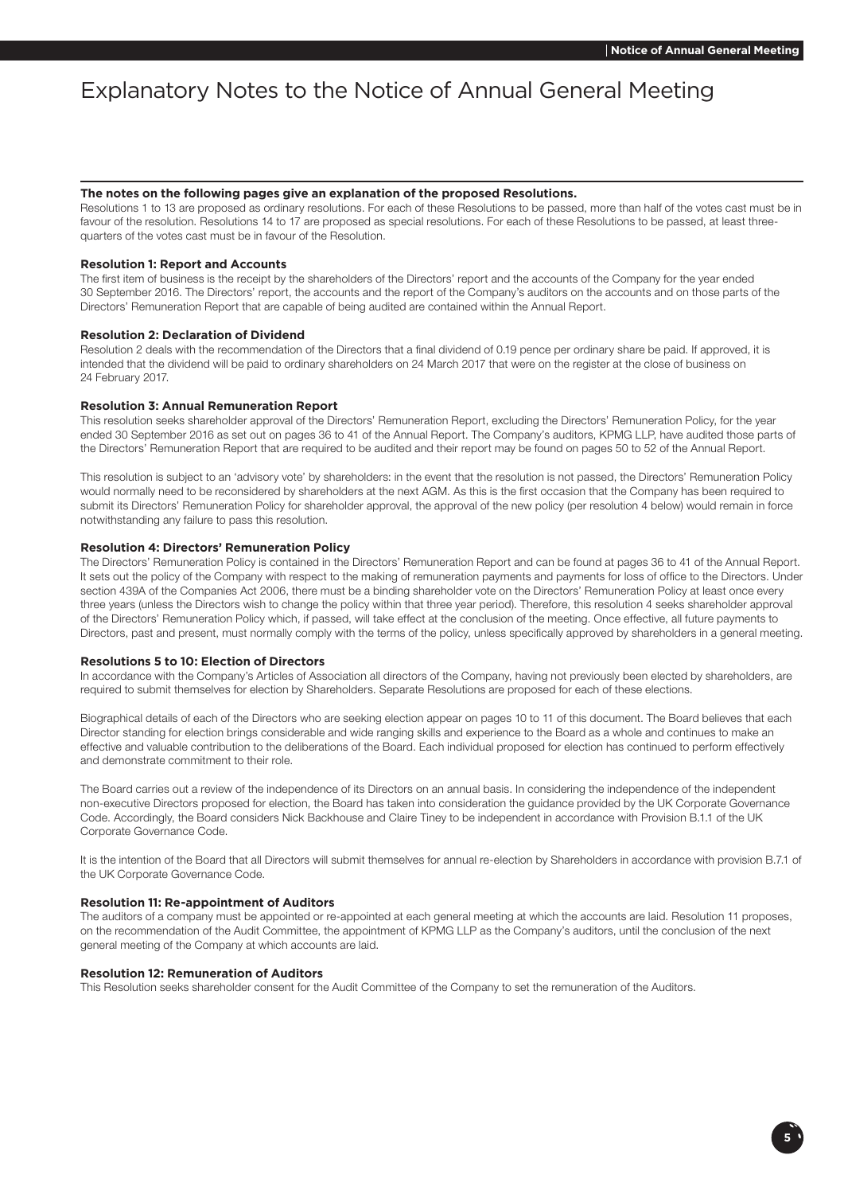# Explanatory Notes to the Notice of Annual General Meeting

**The notes on the following pages give an explanation of the proposed Resolutions.**

Resolutions 1 to 13 are proposed as ordinary resolutions. For each of these Resolutions to be passed, more than half of the votes cast must be in favour of the resolution. Resolutions 14 to 17 are proposed as special resolutions. For each of these Resolutions to be passed, at least three-quarters of the votes cast must be in favour of the Resolution.

### Resolution 1: Report and Accounts

The first item of business is the receipt by the shareholders of the Directors' report and the accounts of the Company for the year ended 30 September 2016. The Directors' report, the accounts and the report of the Company's auditors on the accounts and on those parts of the Directors' Remuneration Report that are capable of being audited are contained within the Annual Report.

### Resolution 2: Declaration of Dividend

Resolution 2 deals with the recommendation of the Directors that a final dividend of 0.19 pence per ordinary share be paid. If approved, it is intended that the dividend will be paid to ordinary shareholders on 24 March 2017 that were on the register at the close of business on 24 February 2017.

### Resolution 3: Annual Remuneration Report

This resolution seeks shareholder approval of the Directors' Remuneration Report, excluding the Directors' Remuneration Policy, for the year ended 30 September 2016 as set out on pages 36 to 41 of the Annual Report. The Company's auditors, KPMG LLP, have audited those parts of the Directors' Remuneration Report that are required to be audited and their report may be found on pages 50 to 52 of the Annual Report.

This resolution is subject to an 'advisory vote' by shareholders: in the event that the resolution is not passed, the Directors' Remuneration Policy would normally need to be reconsidered by shareholders at the next AGM. As this is the first occasion that the Company has been required to submit its Directors' Remuneration Policy for shareholder approval, the approval of the new policy (per resolution 4 below) would remain in force notwithstanding any failure to pass this resolution.

### Resolution 4: Directors' Remuneration Policy

The Directors' Remuneration Policy is contained in the Directors' Remuneration Report and can be found at pages 36 to 41 of the Annual Report. It sets out the policy of the Company with respect to the making of remuneration payments and payments for loss of office to the Directors. Under section 439A of the Companies Act 2006, there must be a binding shareholder vote on the Directors' Remuneration Policy at least once every three years (unless the Directors wish to change the policy within that three year period). Therefore, this resolution 4 seeks shareholder approval of the Directors' Remuneration Policy which, if passed, will take effect at the conclusion of the meeting. Once effective, all future payments to Directors, past and present, must normally comply with the terms of the policy, unless specifically approved by shareholders in a general meeting.

### Resolutions 5 to 10: Election of Directors

In accordance with the Company's Articles of Association all directors of the Company, having not previously been elected by shareholders, are required to submit themselves for election by Shareholders. Separate Resolutions are proposed for each of these elections.

Biographical details of each of the Directors who are seeking election appear on pages 10 to 11 of this document. The Board believes that each Director standing for election brings considerable and wide ranging skills and experience to the Board as a whole and continues to make an effective and valuable contribution to the deliberations of the Board. Each individual proposed for election has continued to perform effectively and demonstrate commitment to their role.

The Board carries out a review of the independence of its Directors on an annual basis. In considering the independence of the independent non-executive Directors proposed for election, the Board has taken into consideration the guidance provided by the UK Corporate Governance Code. Accordingly, the Board considers Nick Backhouse and Claire Tiney to be independent in accordance with Provision B.1.1 of the UK Corporate Governance Code.

It is the intention of the Board that all Directors will submit themselves for annual re-election by Shareholders in accordance with provision B.7.1 of the UK Corporate Governance Code.

### Resolution 11: Re-appointment of Auditors

The auditors of a company must be appointed or re-appointed at each general meeting at which the accounts are laid. Resolution 11 proposes, on the recommendation of the Audit Committee, the appointment of KPMG LLP as the Company's auditors, until the conclusion of the next general meeting of the Company at which accounts are laid.

### Resolution 12: Remuneration of Auditors

This Resolution seeks shareholder consent for the Audit Committee of the Company to set the remuneration of the Auditors.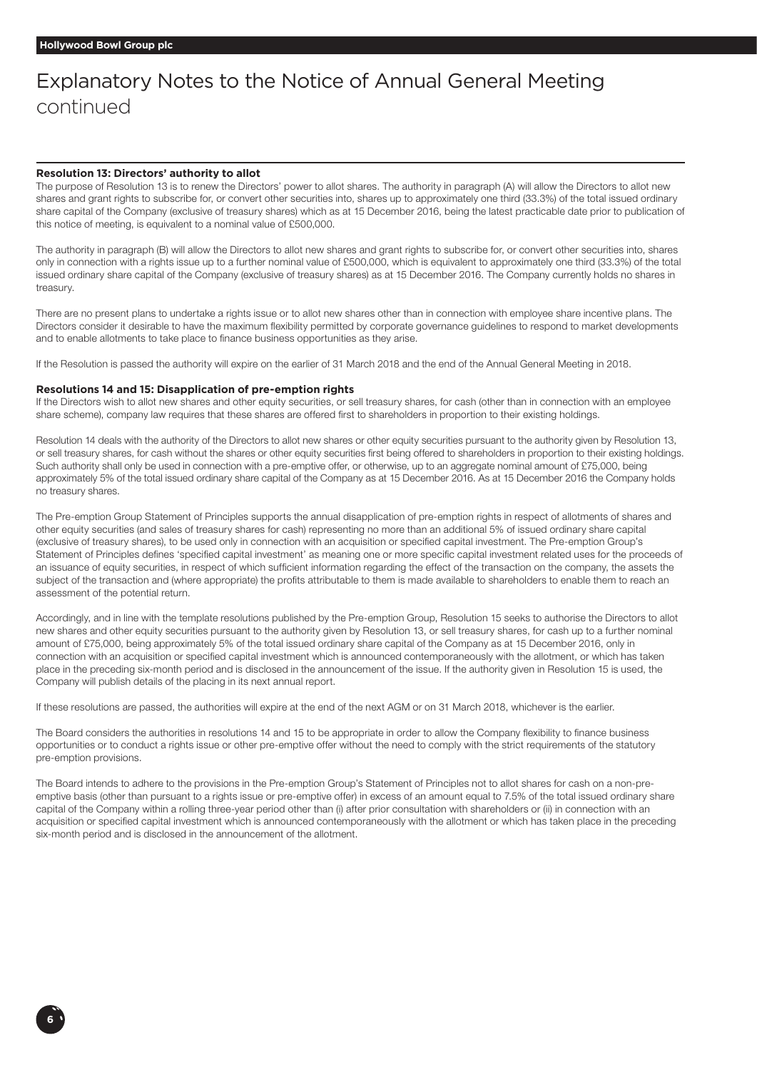# Explanatory Notes to the Notice of Annual General Meeting continued

### Resolution 13: Directors' authority to allot

The purpose of Resolution 13 is to renew the Directors' power to allot shares. The authority in paragraph (A) will allow the Directors to allot new shares and grant rights to subscribe for, or convert other securities into, shares up to approximately one third (33.3%) of the total issued ordinary share capital of the Company (exclusive of treasury shares) which as at 15 December 2016, being the latest practicable date prior to publication of this notice of meeting, is equivalent to a nominal value of £500,000.

The authority in paragraph (B) will allow the Directors to allot new shares and grant rights to subscribe for, or convert other securities into, shares only in connection with a rights issue up to a further nominal value of £500,000, which is equivalent to approximately one third (33.3%) of the total issued ordinary share capital of the Company (exclusive of treasury shares) as at 15 December 2016. The Company currently holds no shares in treasury.

There are no present plans to undertake a rights issue or to allot new shares other than in connection with employee share incentive plans. The Directors consider it desirable to have the maximum flexibility permitted by corporate governance guidelines to respond to market developments and to enable allotments to take place to finance business opportunities as they arise.

If the Resolution is passed the authority will expire on the earlier of 31 March 2018 and the end of the Annual General Meeting in 2018.

### Resolutions 14 and 15: Disapplication of pre-emption rights

If the Directors wish to allot new shares and other equity securities, or sell treasury shares, for cash (other than in connection with an employee share scheme), company law requires that these shares are offered first to shareholders in proportion to their existing holdings.

Resolution 14 deals with the authority of the Directors to allot new shares or other equity securities pursuant to the authority given by Resolution 13, or sell treasury shares, for cash without the shares or other equity securities first being offered to shareholders in proportion to their existing holdings. Such authority shall only be used in connection with a pre-emptive offer, or otherwise, up to an aggregate nominal amount of £75,000, being approximately 5% of the total issued ordinary share capital of the Company as at 15 December 2016. As at 15 December 2016 the Company holds no treasury shares.

The Pre-emption Group Statement of Principles supports the annual disapplication of pre-emption rights in respect of allotments of shares and other equity securities (and sales of treasury shares for cash) representing no more than an additional 5% of issued ordinary share capital (exclusive of treasury shares), to be used only in connection with an acquisition or specified capital investment. The Pre-emption Group's Statement of Principles defines 'specified capital investment' as meaning one or more specific capital investment related uses for the proceeds of an issuance of equity securities, in respect of which sufficient information regarding the effect of the transaction on the company, the assets the subject of the transaction and (where appropriate) the profits attributable to them is made available to shareholders to enable them to reach an assessment of the potential return.

Accordingly, and in line with the template resolutions published by the Pre-emption Group, Resolution 15 seeks to authorise the Directors to allot new shares and other equity securities pursuant to the authority given by Resolution 13, or sell treasury shares, for cash up to a further nominal amount of £75,000, being approximately 5% of the total issued ordinary share capital of the Company as at 15 December 2016, only in connection with an acquisition or specified capital investment which is announced contemporaneously with the allotment, or which has taken place in the preceding six-month period and is disclosed in the announcement of the issue. If the authority given in Resolution 15 is used, the Company will publish details of the placing in its next annual report.

If these resolutions are passed, the authorities will expire at the end of the next AGM or on 31 March 2018, whichever is the earlier.

The Board considers the authorities in resolutions 14 and 15 to be appropriate in order to allow the Company flexibility to finance business opportunities or to conduct a rights issue or other pre-emptive offer without the need to comply with the strict requirements of the statutory pre-emption provisions.

The Board intends to adhere to the provisions in the Pre-emption Group's Statement of Principles not to allot shares for cash on a non-pre-emptive basis (other than pursuant to a rights issue or pre-emptive offer) in excess of an amount equal to 7.5% of the total issued ordinary share capital of the Company within a rolling three-year period other than (i) after prior consultation with shareholders or (ii) in connection with an acquisition or specified capital investment which is announced contemporaneously with the allotment or which has taken place in the preceding six-month period and is disclosed in the announcement of the allotment.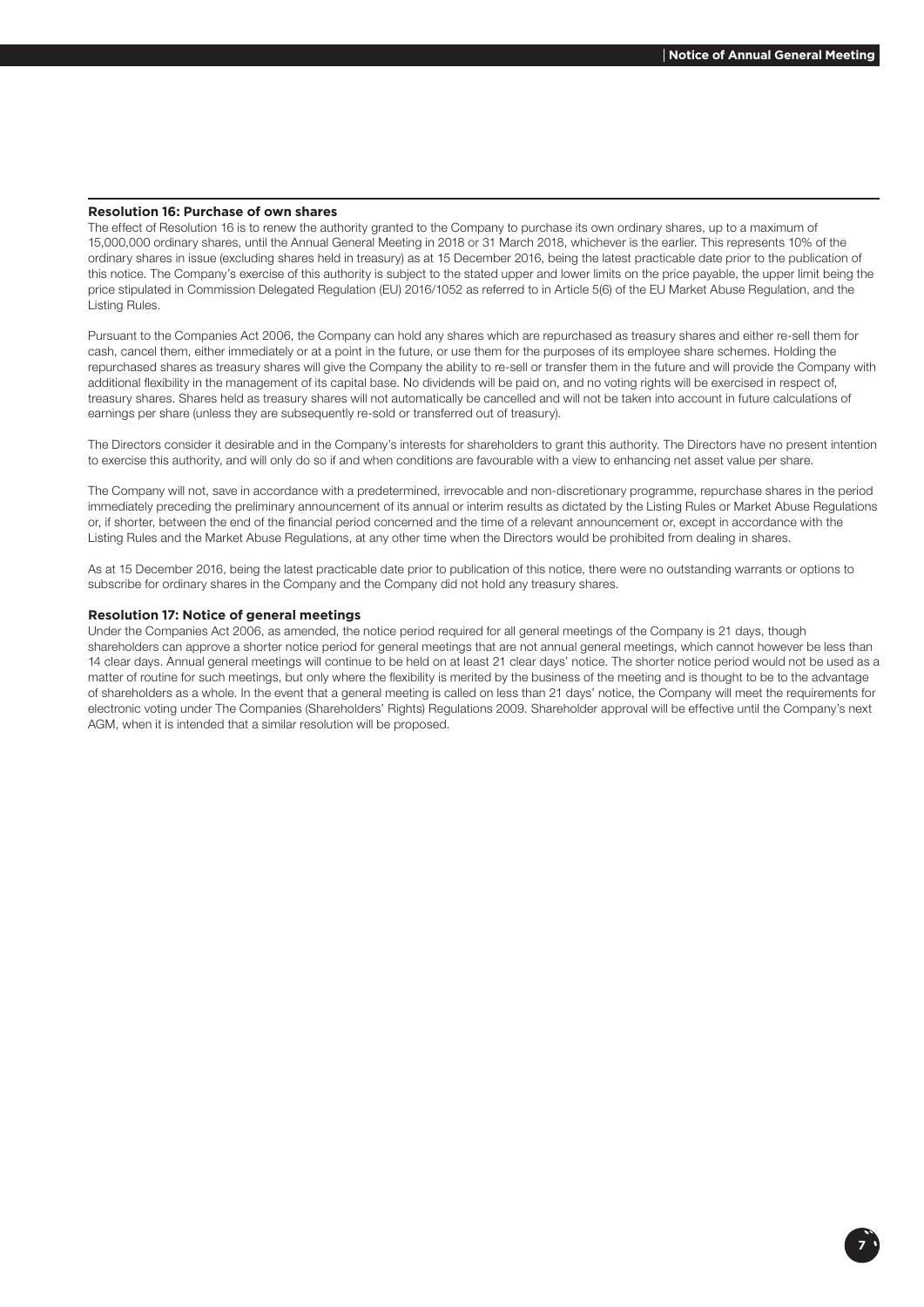### Resolution 16: Purchase of own shares

The effect of Resolution 16 is to renew the authority granted to the Company to purchase its own ordinary shares, up to a maximum of 15,000,000 ordinary shares, until the Annual General Meeting in 2018 or 31 March 2018, whichever is the earlier. This represents 10% of the ordinary shares in issue (excluding shares held in treasury) as at 15 December 2016, being the latest practicable date prior to the publication of this notice. The Company's exercise of this authority is subject to the stated upper and lower limits on the price payable, the upper limit being the price stipulated in Commission Delegated Regulation (EU) 2016/1052 as referred to in Article 5(6) of the EU Market Abuse Regulation, and the Listing Rules.

Pursuant to the Companies Act 2006, the Company can hold any shares which are repurchased as treasury shares and either re-sell them for cash, cancel them, either immediately or at a point in the future, or use them for the purposes of its employee share schemes. Holding the repurchased shares as treasury shares will give the Company the ability to re-sell or transfer them in the future and will provide the Company with additional flexibility in the management of its capital base. No dividends will be paid on, and no voting rights will be exercised in respect of, treasury shares. Shares held as treasury shares will not automatically be cancelled and will not be taken into account in future calculations of earnings per share (unless they are subsequently re-sold or transferred out of treasury).

The Directors consider it desirable and in the Company's interests for shareholders to grant this authority. The Directors have no present intention to exercise this authority, and will only do so if and when conditions are favourable with a view to enhancing net asset value per share.

The Company will not, save in accordance with a predetermined, irrevocable and non-discretionary programme, repurchase shares in the period immediately preceding the preliminary announcement of its annual or interim results as dictated by the Listing Rules or Market Abuse Regulations or, if shorter, between the end of the financial period concerned and the time of a relevant announcement or, except in accordance with the Listing Rules and the Market Abuse Regulations, at any other time when the Directors would be prohibited from dealing in shares.

As at 15 December 2016, being the latest practicable date prior to publication of this notice, there were no outstanding warrants or options to subscribe for ordinary shares in the Company and the Company did not hold any treasury shares.

### Resolution 17: Notice of general meetings

Under the Companies Act 2006, as amended, the notice period required for all general meetings of the Company is 21 days, though shareholders can approve a shorter notice period for general meetings that are not annual general meetings, which cannot however be less than 14 clear days. Annual general meetings will continue to be held on at least 21 clear days' notice. The shorter notice period would not be used as a matter of routine for such meetings, but only where the flexibility is merited by the business of the meeting and is thought to be to the advantage of shareholders as a whole. In the event that a general meeting is called on less than 21 days' notice, the Company will meet the requirements for electronic voting under The Companies (Shareholders' Rights) Regulations 2009. Shareholder approval will be effective until the Company's next AGM, when it is intended that a similar resolution will be proposed.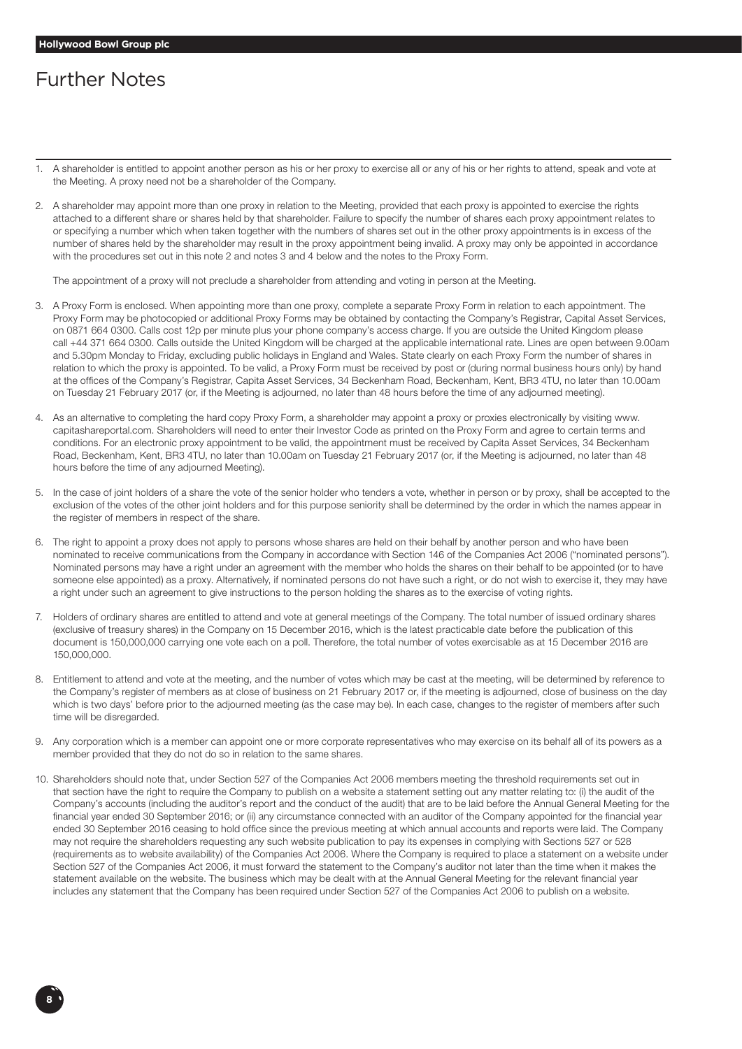# Further Notes

1. A shareholder is entitled to appoint another person as his or her proxy to exercise all or any of his or her rights to attend, speak and vote at the Meeting. A proxy need not be a shareholder of the Company.

2. A shareholder may appoint more than one proxy in relation to the Meeting, provided that each proxy is appointed to exercise the rights attached to a different share or shares held by that shareholder. Failure to specify the number of shares each proxy appointment relates to or specifying a number which when taken together with the numbers of shares set out in the other proxy appointments is in excess of the number of shares held by the shareholder may result in the proxy appointment being invalid. A proxy may only be appointed in accordance with the procedures set out in this note 2 and notes 3 and 4 below and the notes to the Proxy Form.

   The appointment of a proxy will not preclude a shareholder from attending and voting in person at the Meeting.

3. A Proxy Form is enclosed. When appointing more than one proxy, complete a separate Proxy Form in relation to each appointment. The Proxy Form may be photocopied or additional Proxy Forms may be obtained by contacting the Company's Registrar, Capital Asset Services, on 0871 664 0300. Calls cost 12p per minute plus your phone company's access charge. If you are outside the United Kingdom please call +44 371 664 0300. Calls outside the United Kingdom will be charged at the applicable international rate. Lines are open between 9.00am and 5.30pm Monday to Friday, excluding public holidays in England and Wales. State clearly on each Proxy Form the number of shares in relation to which the proxy is appointed. To be valid, a Proxy Form must be received by post or (during normal business hours only) by hand at the offices of the Company's Registrar, Capita Asset Services, 34 Beckenham Road, Beckenham, Kent, BR3 4TU, no later than 10.00am on Tuesday 21 February 2017 (or, if the Meeting is adjourned, no later than 48 hours before the time of any adjourned meeting).

4. As an alternative to completing the hard copy Proxy Form, a shareholder may appoint a proxy or proxies electronically by visiting www.capitashareportal.com. Shareholders will need to enter their Investor Code as printed on the Proxy Form and agree to certain terms and conditions. For an electronic proxy appointment to be valid, the appointment must be received by Capita Asset Services, 34 Beckenham Road, Beckenham, Kent, BR3 4TU, no later than 10.00am on Tuesday 21 February 2017 (or, if the Meeting is adjourned, no later than 48 hours before the time of any adjourned Meeting).

5. In the case of joint holders of a share the vote of the senior holder who tenders a vote, whether in person or by proxy, shall be accepted to the exclusion of the votes of the other joint holders and for this purpose seniority shall be determined by the order in which the names appear in the register of members in respect of the share.

6. The right to appoint a proxy does not apply to persons whose shares are held on their behalf by another person and who have been nominated to receive communications from the Company in accordance with Section 146 of the Companies Act 2006 ("nominated persons"). Nominated persons may have a right under an agreement with the member who holds the shares on their behalf to be appointed (or to have someone else appointed) as a proxy. Alternatively, if nominated persons do not have such a right, or do not wish to exercise it, they may have a right under such an agreement to give instructions to the person holding the shares as to the exercise of voting rights.

7. Holders of ordinary shares are entitled to attend and vote at general meetings of the Company. The total number of issued ordinary shares (exclusive of treasury shares) in the Company on 15 December 2016, which is the latest practicable date before the publication of this document is 150,000,000 carrying one vote each on a poll. Therefore, the total number of votes exercisable as at 15 December 2016 are 150,000,000.

8. Entitlement to attend and vote at the meeting, and the number of votes which may be cast at the meeting, will be determined by reference to the Company's register of members as at close of business on 21 February 2017 or, if the meeting is adjourned, close of business on the day which is two days' before prior to the adjourned meeting (as the case may be). In each case, changes to the register of members after such time will be disregarded.

9. Any corporation which is a member can appoint one or more corporate representatives who may exercise on its behalf all of its powers as a member provided that they do not do so in relation to the same shares.

10. Shareholders should note that, under Section 527 of the Companies Act 2006 members meeting the threshold requirements set out in that section have the right to require the Company to publish on a website a statement setting out any matter relating to: (i) the audit of the Company's accounts (including the auditor's report and the conduct of the audit) that are to be laid before the Annual General Meeting for the financial year ended 30 September 2016; or (ii) any circumstance connected with an auditor of the Company appointed for the financial year ended 30 September 2016 ceasing to hold office since the previous meeting at which annual accounts and reports were laid. The Company may not require the shareholders requesting any such website publication to pay its expenses in complying with Sections 527 or 528 (requirements as to website availability) of the Companies Act 2006. Where the Company is required to place a statement on a website under Section 527 of the Companies Act 2006, it must forward the statement to the Company's auditor not later than the time when it makes the statement available on the website. The business which may be dealt with at the Annual General Meeting for the relevant financial year includes any statement that the Company has been required under Section 527 of the Companies Act 2006 to publish on a website.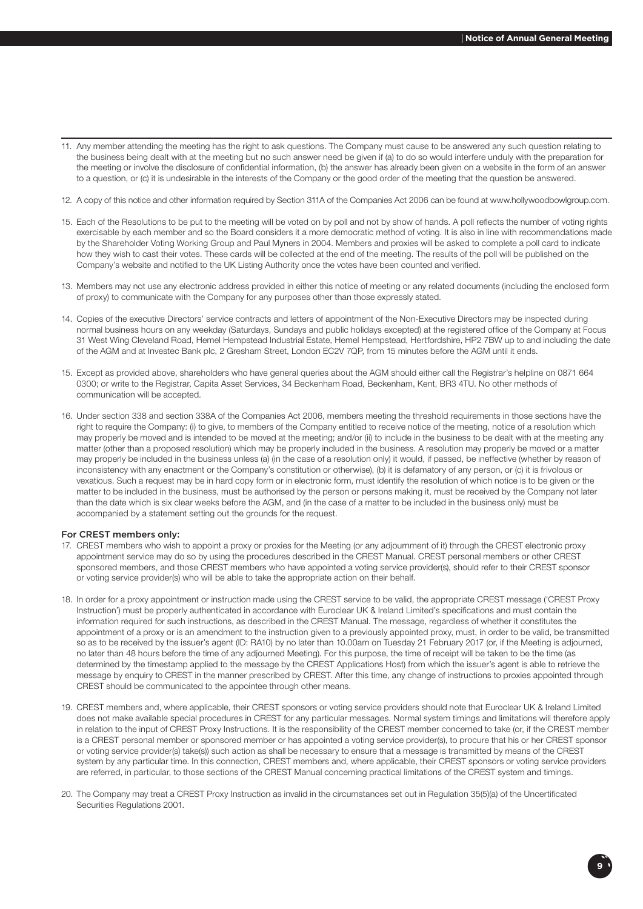11. Any member attending the meeting has the right to ask questions. The Company must cause to be answered any such question relating to the business being dealt with at the meeting but no such answer need be given if (a) to do so would interfere unduly with the preparation for the meeting or involve the disclosure of confidential information, (b) the answer has already been given on a website in the form of an answer to a question, or (c) it is undesirable in the interests of the Company or the good order of the meeting that the question be answered.

12. A copy of this notice and other information required by Section 311A of the Companies Act 2006 can be found at www.hollywoodbowlgroup.com.

15. Each of the Resolutions to be put to the meeting will be voted on by poll and not by show of hands. A poll reflects the number of voting rights exercisable by each member and so the Board considers it a more democratic method of voting. It is also in line with recommendations made by the Shareholder Voting Working Group and Paul Myners in 2004. Members and proxies will be asked to complete a poll card to indicate how they wish to cast their votes. These cards will be collected at the end of the meeting. The results of the poll will be published on the Company's website and notified to the UK Listing Authority once the votes have been counted and verified.

13. Members may not use any electronic address provided in either this notice of meeting or any related documents (including the enclosed form of proxy) to communicate with the Company for any purposes other than those expressly stated.

14. Copies of the executive Directors' service contracts and letters of appointment of the Non-Executive Directors may be inspected during normal business hours on any weekday (Saturdays, Sundays and public holidays excepted) at the registered office of the Company at Focus 31 West Wing Cleveland Road, Hemel Hempstead Industrial Estate, Hemel Hempstead, Hertfordshire, HP2 7BW up to and including the date of the AGM and at Investec Bank plc, 2 Gresham Street, London EC2V 7QP, from 15 minutes before the AGM until it ends.

15. Except as provided above, shareholders who have general queries about the AGM should either call the Registrar's helpline on 0871 664 0300; or write to the Registrar, Capita Asset Services, 34 Beckenham Road, Beckenham, Kent, BR3 4TU. No other methods of communication will be accepted.

16. Under section 338 and section 338A of the Companies Act 2006, members meeting the threshold requirements in those sections have the right to require the Company: (i) to give, to members of the Company entitled to receive notice of the meeting, notice of a resolution which may properly be moved and is intended to be moved at the meeting; and/or (ii) to include in the business to be dealt with at the meeting any matter (other than a proposed resolution) which may be properly included in the business. A resolution may properly be moved or a matter may properly be included in the business unless (a) (in the case of a resolution only) it would, if passed, be ineffective (whether by reason of inconsistency with any enactment or the Company's constitution or otherwise), (b) it is defamatory of any person, or (c) it is frivolous or vexatious. Such a request may be in hard copy form or in electronic form, must identify the resolution of which notice is to be given or the matter to be included in the business, must be authorised by the person or persons making it, must be received by the Company not later than the date which is six clear weeks before the AGM, and (in the case of a matter to be included in the business only) must be accompanied by a statement setting out the grounds for the request.

### For CREST members only:

17. CREST members who wish to appoint a proxy or proxies for the Meeting (or any adjournment of it) through the CREST electronic proxy appointment service may do so by using the procedures described in the CREST Manual. CREST personal members or other CREST sponsored members, and those CREST members who have appointed a voting service provider(s), should refer to their CREST sponsor or voting service provider(s) who will be able to take the appropriate action on their behalf.

18. In order for a proxy appointment or instruction made using the CREST service to be valid, the appropriate CREST message ('CREST Proxy Instruction') must be properly authenticated in accordance with Euroclear UK & Ireland Limited's specifications and must contain the information required for such instructions, as described in the CREST Manual. The message, regardless of whether it constitutes the appointment of a proxy or is an amendment to the instruction given to a previously appointed proxy, must, in order to be valid, be transmitted so as to be received by the issuer's agent (ID: RA10) by no later than 10.00am on Tuesday 21 February 2017 (or, if the Meeting is adjourned, no later than 48 hours before the time of any adjourned Meeting). For this purpose, the time of receipt will be taken to be the time (as determined by the timestamp applied to the message by the CREST Applications Host) from which the issuer's agent is able to retrieve the message by enquiry to CREST in the manner prescribed by CREST. After this time, any change of instructions to proxies appointed through CREST should be communicated to the appointee through other means.

19. CREST members and, where applicable, their CREST sponsors or voting service providers should note that Euroclear UK & Ireland Limited does not make available special procedures in CREST for any particular messages. Normal system timings and limitations will therefore apply in relation to the input of CREST Proxy Instructions. It is the responsibility of the CREST member concerned to take (or, if the CREST member is a CREST personal member or sponsored member or has appointed a voting service provider(s), to procure that his or her CREST sponsor or voting service provider(s) take(s)) such action as shall be necessary to ensure that a message is transmitted by means of the CREST system by any particular time. In this connection, CREST members and, where applicable, their CREST sponsors or voting service providers are referred, in particular, to those sections of the CREST Manual concerning practical limitations of the CREST system and timings.

20. The Company may treat a CREST Proxy Instruction as invalid in the circumstances set out in Regulation 35(5)(a) of the Uncertificated Securities Regulations 2001.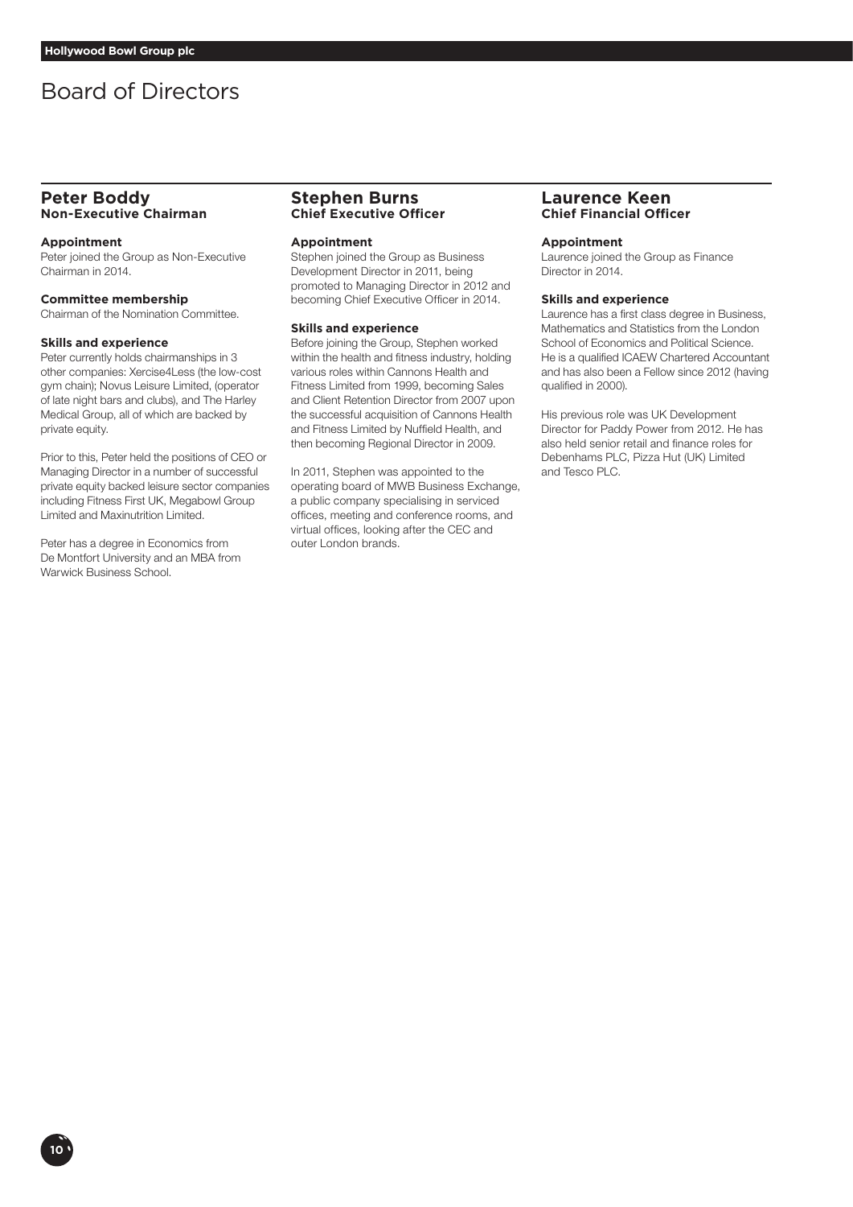# Board of Directors

## Peter Boddy
**Non-Executive Chairman**

### Appointment

Peter joined the Group as Non-Executive Chairman in 2014.

### Committee membership

Chairman of the Nomination Committee.

### Skills and experience

Peter currently holds chairmanships in 3 other companies: Xercise4Less (the low-cost gym chain); Novus Leisure Limited, (operator of late night bars and clubs), and The Harley Medical Group, all of which are backed by private equity.

Prior to this, Peter held the positions of CEO or Managing Director in a number of successful private equity backed leisure sector companies including Fitness First UK, Megabowl Group Limited and Maxinutrition Limited.

Peter has a degree in Economics from De Montfort University and an MBA from Warwick Business School.

## Stephen Burns
**Chief Executive Officer**

### Appointment

Stephen joined the Group as Business Development Director in 2011, being promoted to Managing Director in 2012 and becoming Chief Executive Officer in 2014.

### Skills and experience

Before joining the Group, Stephen worked within the health and fitness industry, holding various roles within Cannons Health and Fitness Limited from 1999, becoming Sales and Client Retention Director from 2007 upon the successful acquisition of Cannons Health and Fitness Limited by Nuffield Health, and then becoming Regional Director in 2009.

In 2011, Stephen was appointed to the operating board of MWB Business Exchange, a public company specialising in serviced offices, meeting and conference rooms, and virtual offices, looking after the CEC and outer London brands.

## Laurence Keen
**Chief Financial Officer**

### Appointment

Laurence joined the Group as Finance Director in 2014.

### Skills and experience

Laurence has a first class degree in Business, Mathematics and Statistics from the London School of Economics and Political Science. He is a qualified ICAEW Chartered Accountant and has also been a Fellow since 2012 (having qualified in 2000).

His previous role was UK Development Director for Paddy Power from 2012. He has also held senior retail and finance roles for Debenhams PLC, Pizza Hut (UK) Limited and Tesco PLC.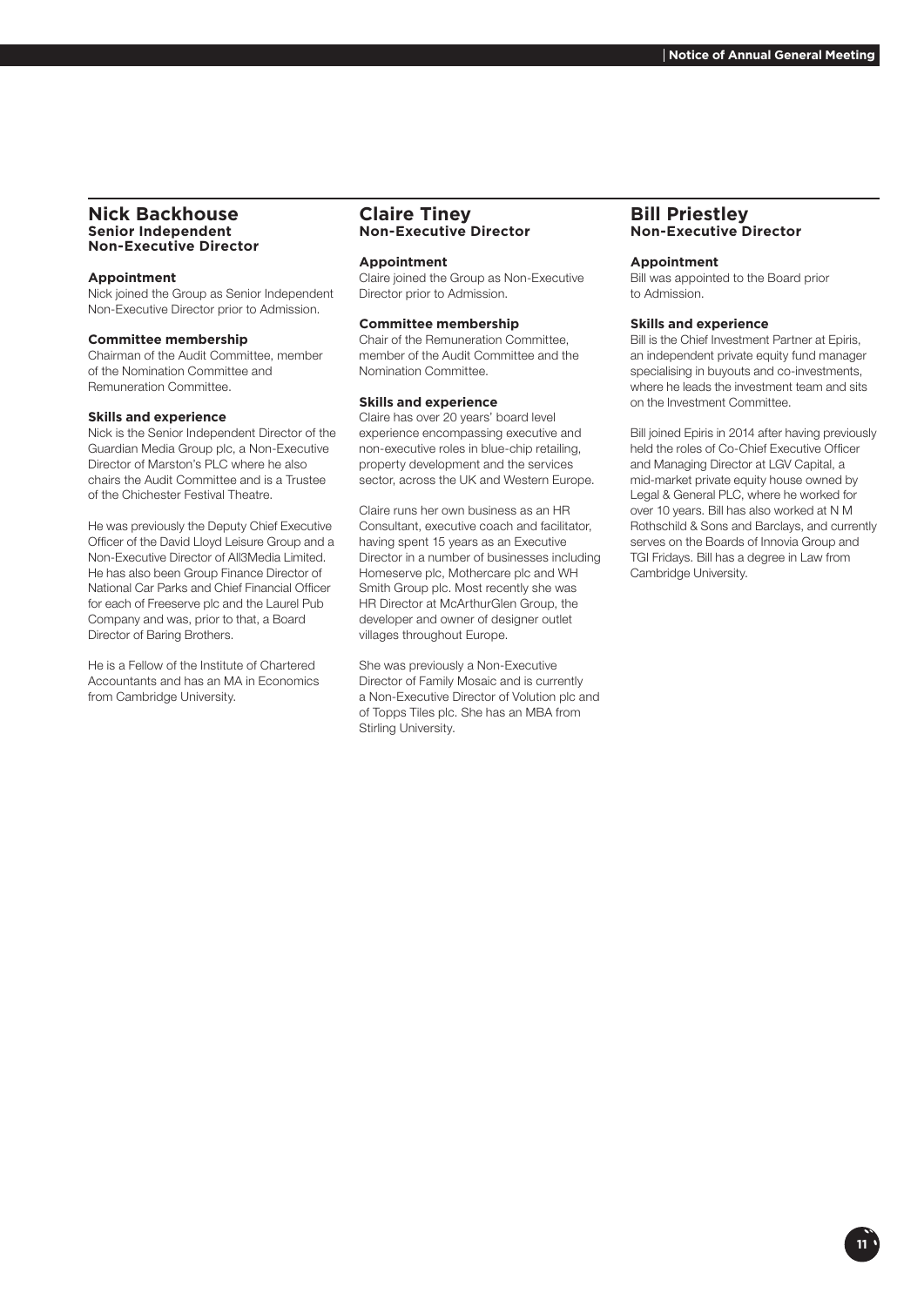## Nick Backhouse
**Senior Independent Non-Executive Director**

### Appointment
Nick joined the Group as Senior Independent Non-Executive Director prior to Admission.

### Committee membership
Chairman of the Audit Committee, member of the Nomination Committee and Remuneration Committee.

### Skills and experience
Nick is the Senior Independent Director of the Guardian Media Group plc, a Non-Executive Director of Marston's PLC where he also chairs the Audit Committee and is a Trustee of the Chichester Festival Theatre.

He was previously the Deputy Chief Executive Officer of the David Lloyd Leisure Group and a Non-Executive Director of All3Media Limited. He has also been Group Finance Director of National Car Parks and Chief Financial Officer for each of Freeserve plc and the Laurel Pub Company and was, prior to that, a Board Director of Baring Brothers.

He is a Fellow of the Institute of Chartered Accountants and has an MA in Economics from Cambridge University.

## Claire Tiney
**Non-Executive Director**

### Appointment
Claire joined the Group as Non-Executive Director prior to Admission.

### Committee membership
Chair of the Remuneration Committee, member of the Audit Committee and the Nomination Committee.

### Skills and experience
Claire has over 20 years' board level experience encompassing executive and non-executive roles in blue-chip retailing, property development and the services sector, across the UK and Western Europe.

Claire runs her own business as an HR Consultant, executive coach and facilitator, having spent 15 years as an Executive Director in a number of businesses including Homeserve plc, Mothercare plc and WH Smith Group plc. Most recently she was HR Director at McArthurGlen Group, the developer and owner of designer outlet villages throughout Europe.

She was previously a Non-Executive Director of Family Mosaic and is currently a Non-Executive Director of Volution plc and of Topps Tiles plc. She has an MBA from Stirling University.

## Bill Priestley
**Non-Executive Director**

### Appointment
Bill was appointed to the Board prior to Admission.

### Skills and experience
Bill is the Chief Investment Partner at Epiris, an independent private equity fund manager specialising in buyouts and co-investments, where he leads the investment team and sits on the Investment Committee.

Bill joined Epiris in 2014 after having previously held the roles of Co-Chief Executive Officer and Managing Director at LGV Capital, a mid-market private equity house owned by Legal & General PLC, where he worked for over 10 years. Bill has also worked at N M Rothschild & Sons and Barclays, and currently serves on the Boards of Innovia Group and TGI Fridays. Bill has a degree in Law from Cambridge University.